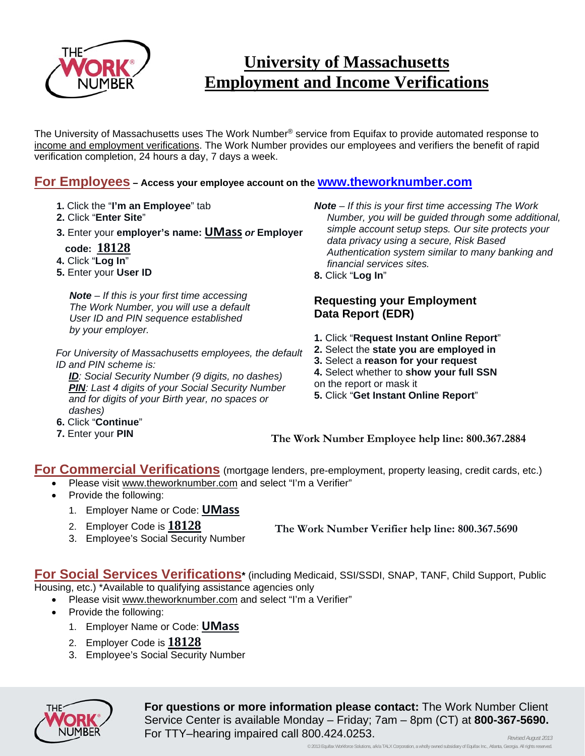# University of Massachusetts Employment and Income Verifications

The University of Massachusetts uses The Work Number® service from Equifax to provide automated response to income and employment verifications. The Work Number provides our employees and verifiers the benefit of rapid verification completion, 24 hours a day, 7 days a week.

## For Employees – Access your employee account on the www.theworknumber.com

1. Click the "**I'm an Employee**" tab
2. Click "**Enter Site**"
3. Enter your **employer's name: UMass** ***or*** **Employer code: 18128**
4. Click "**Log In**"
5. Enter your **User ID**

   ***Note*** *– If this is your first time accessing The Work Number, you will use a default User ID and PIN sequence established by your employer.*

   *For University of Massachusetts employees, the default ID and PIN scheme is:*

   ***ID****: Social Security Number (9 digits, no dashes)*
   ***PIN****: Last 4 digits of your Social Security Number and for digits of your Birth year, no spaces or dashes)*

6. Click "**Continue**"
7. Enter your **PIN**

   ***Note*** *– If this is your first time accessing The Work Number, you will be guided through some additional, simple account setup steps. Our site protects your data privacy using a secure, Risk Based Authentication system similar to many banking and financial services sites.*

8. Click "**Log In**"

### Requesting your Employment Data Report (EDR)

1. Click "**Request Instant Online Report**"
2. Select the **state you are employed in**
3. Select a **reason for your request**
4. Select whether to **show your full SSN** on the report or mask it
5. Click "**Get Instant Online Report**"

**The Work Number Employee help line: 800.367.2884**

## For Commercial Verifications (mortgage lenders, pre-employment, property leasing, credit cards, etc.)

- Please visit www.theworknumber.com and select "I'm a Verifier"
- Provide the following:
  1. Employer Name or Code: **UMass**
  2. Employer Code is **18128**
  3. Employee's Social Security Number

**The Work Number Verifier help line: 800.367.5690**

## For Social Services Verifications* (including Medicaid, SSI/SSDI, SNAP, TANF, Child Support, Public Housing, etc.) *Available to qualifying assistance agencies only

- Please visit www.theworknumber.com and select "I'm a Verifier"
- Provide the following:
  1. Employer Name or Code: **UMass**
  2. Employer Code is **18128**
  3. Employee's Social Security Number

**For questions or more information please contact:** The Work Number Client Service Center is available Monday – Friday; 7am – 8pm (CT) at **800-367-5690.** For TTY–hearing impaired call 800.424.0253.

*Revised August 2013*

© 2013 Equifax Workforce Solutions, a/k/a TALX Corporation, a wholly owned subsidiary of Equifax Inc., Atlanta, Georgia. All rights reserved.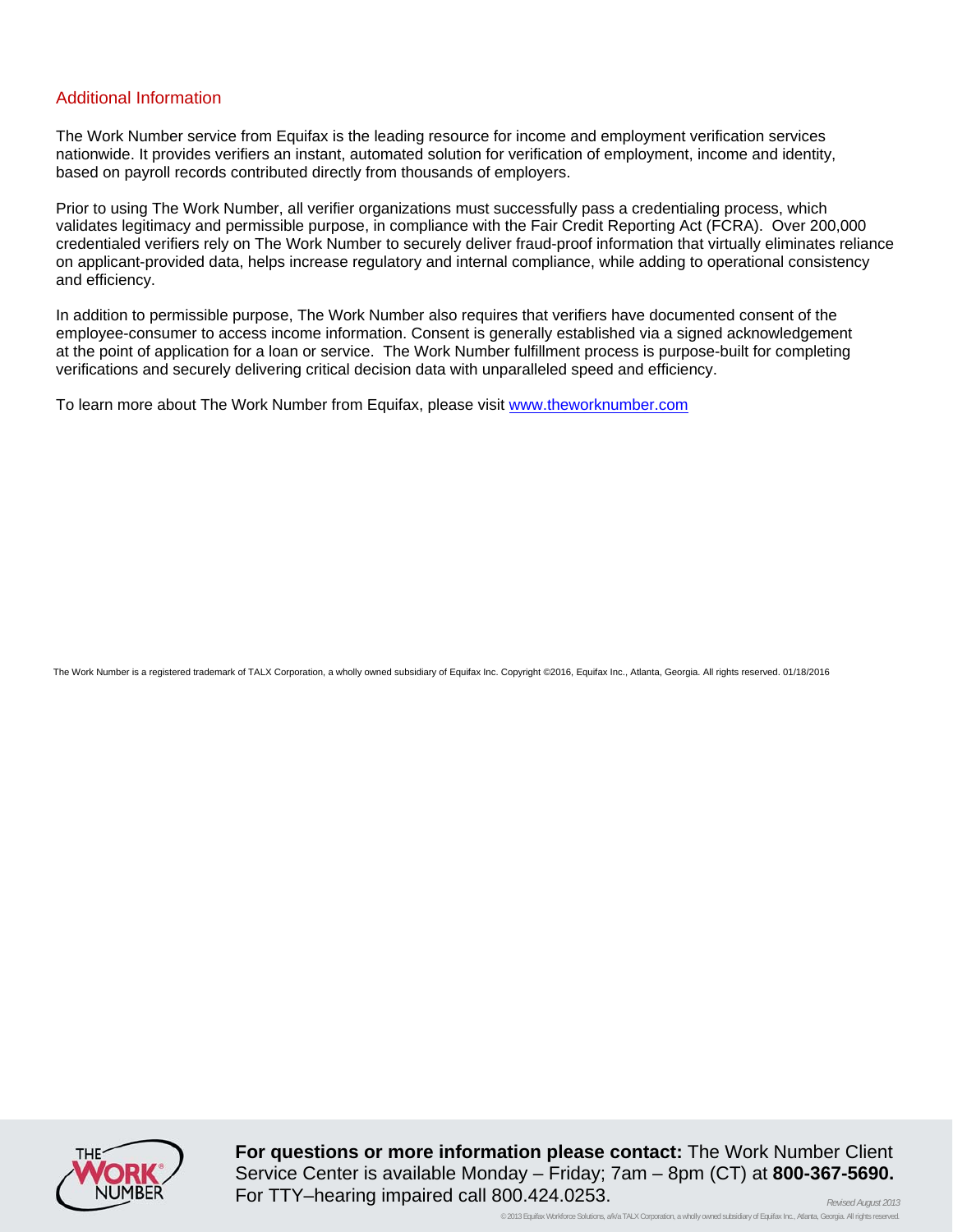## Additional Information

The Work Number service from Equifax is the leading resource for income and employment verification services nationwide. It provides verifiers an instant, automated solution for verification of employment, income and identity, based on payroll records contributed directly from thousands of employers.

Prior to using The Work Number, all verifier organizations must successfully pass a credentialing process, which validates legitimacy and permissible purpose, in compliance with the Fair Credit Reporting Act (FCRA). Over 200,000 credentialed verifiers rely on The Work Number to securely deliver fraud-proof information that virtually eliminates reliance on applicant-provided data, helps increase regulatory and internal compliance, while adding to operational consistency and efficiency.

In addition to permissible purpose, The Work Number also requires that verifiers have documented consent of the employee-consumer to access income information. Consent is generally established via a signed acknowledgement at the point of application for a loan or service. The Work Number fulfillment process is purpose-built for completing verifications and securely delivering critical decision data with unparalleled speed and efficiency.

To learn more about The Work Number from Equifax, please visit www.theworknumber.com

The Work Number is a registered trademark of TALX Corporation, a wholly owned subsidiary of Equifax Inc. Copyright ©2016, Equifax Inc., Atlanta, Georgia. All rights reserved. 01/18/2016

THE WORK® NUMBER

**For questions or more information please contact:** The Work Number Client Service Center is available Monday – Friday; 7am – 8pm (CT) at **800-367-5690.** For TTY–hearing impaired call 800.424.0253.

*Revised August 2013*

© 2013 Equifax Workforce Solutions, a/k/a TALX Corporation, a wholly owned subsidiary of Equifax Inc., Atlanta, Georgia. All rights reserved.